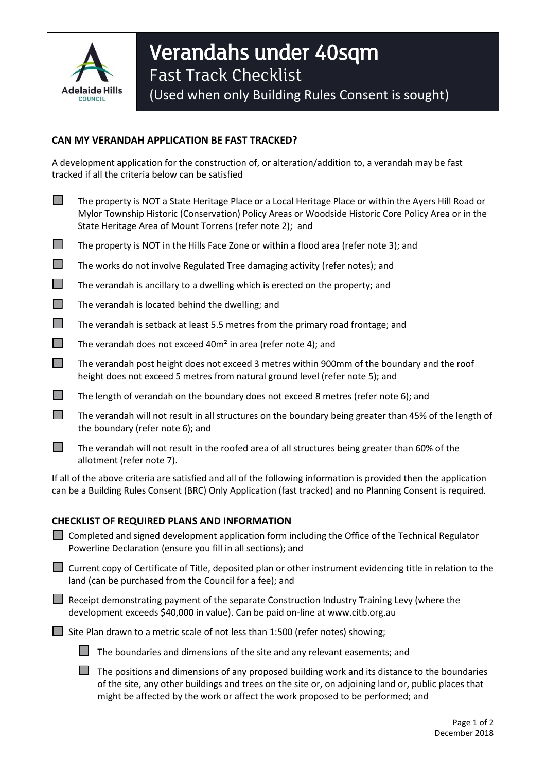Adelaide Hills COUNCIL

# Verandahs under 40sqm

## Fast Track Checklist

(Used when only Building Rules Consent is sought)

### CAN MY VERANDAH APPLICATION BE FAST TRACKED?

A development application for the construction of, or alteration/addition to, a verandah may be fast tracked if all the criteria below can be satisfied

- ☐ The property is NOT a State Heritage Place or a Local Heritage Place or within the Ayers Hill Road or Mylor Township Historic (Conservation) Policy Areas or Woodside Historic Core Policy Area or in the State Heritage Area of Mount Torrens (refer note 2); and
- ☐ The property is NOT in the Hills Face Zone or within a flood area (refer note 3); and
- ☐ The works do not involve Regulated Tree damaging activity (refer notes); and
- ☐ The verandah is ancillary to a dwelling which is erected on the property; and
- ☐ The verandah is located behind the dwelling; and
- ☐ The verandah is setback at least 5.5 metres from the primary road frontage; and
- ☐ The verandah does not exceed 40m² in area (refer note 4); and
- ☐ The verandah post height does not exceed 3 metres within 900mm of the boundary and the roof height does not exceed 5 metres from natural ground level (refer note 5); and
- ☐ The length of verandah on the boundary does not exceed 8 metres (refer note 6); and
- ☐ The verandah will not result in all structures on the boundary being greater than 45% of the length of the boundary (refer note 6); and
- ☐ The verandah will not result in the roofed area of all structures being greater than 60% of the allotment (refer note 7).

If all of the above criteria are satisfied and all of the following information is provided then the application can be a Building Rules Consent (BRC) Only Application (fast tracked) and no Planning Consent is required.

### CHECKLIST OF REQUIRED PLANS AND INFORMATION

- ☐ Completed and signed development application form including the Office of the Technical Regulator Powerline Declaration (ensure you fill in all sections); and
- ☐ Current copy of Certificate of Title, deposited plan or other instrument evidencing title in relation to the land (can be purchased from the Council for a fee); and
- ☐ Receipt demonstrating payment of the separate Construction Industry Training Levy (where the development exceeds $40,000 in value). Can be paid on-line at www.citb.org.au
- ☐ Site Plan drawn to a metric scale of not less than 1:500 (refer notes) showing;
  - ☐ The boundaries and dimensions of the site and any relevant easements; and
  - ☐ The positions and dimensions of any proposed building work and its distance to the boundaries of the site, any other buildings and trees on the site or, on adjoining land or, public places that might be affected by the work or affect the work proposed to be performed; and

December 2018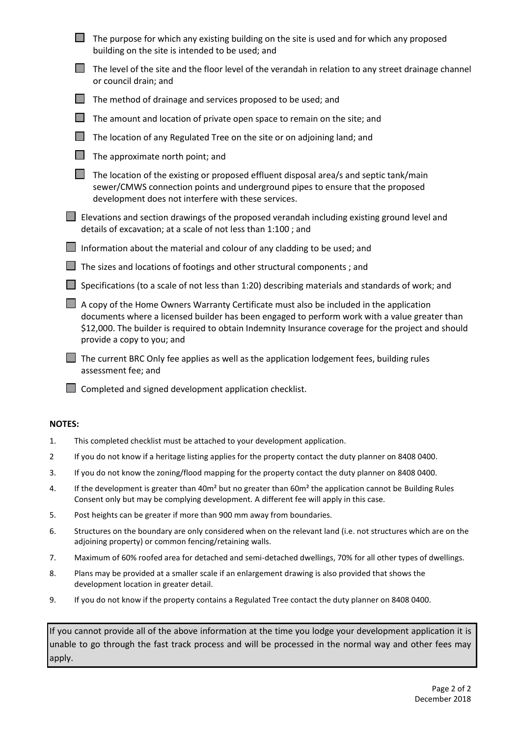- [ ] The purpose for which any existing building on the site is used and for which any proposed building on the site is intended to be used; and
- [ ] The level of the site and the floor level of the verandah in relation to any street drainage channel or council drain; and
- [ ] The method of drainage and services proposed to be used; and
- [ ] The amount and location of private open space to remain on the site; and
- [ ] The location of any Regulated Tree on the site or on adjoining land; and
- [ ] The approximate north point; and
- [ ] The location of the existing or proposed effluent disposal area/s and septic tank/main sewer/CMWS connection points and underground pipes to ensure that the proposed development does not interfere with these services.

- [ ] Elevations and section drawings of the proposed verandah including existing ground level and details of excavation; at a scale of not less than 1:100 ; and
- [ ] Information about the material and colour of any cladding to be used; and
- [ ] The sizes and locations of footings and other structural components ; and
- [ ] Specifications (to a scale of not less than 1:20) describing materials and standards of work; and
- [ ] A copy of the Home Owners Warranty Certificate must also be included in the application documents where a licensed builder has been engaged to perform work with a value greater than $12,000. The builder is required to obtain Indemnity Insurance coverage for the project and should provide a copy to you; and
- [ ] The current BRC Only fee applies as well as the application lodgement fees, building rules assessment fee; and
- [ ] Completed and signed development application checklist.

**NOTES:**

1. This completed checklist must be attached to your development application.
2. If you do not know if a heritage listing applies for the property contact the duty planner on 8408 0400.
3. If you do not know the zoning/flood mapping for the property contact the duty planner on 8408 0400.
4. If the development is greater than 40m² but no greater than 60m² the application cannot be Building Rules Consent only but may be complying development. A different fee will apply in this case.
5. Post heights can be greater if more than 900 mm away from boundaries.
6. Structures on the boundary are only considered when on the relevant land (i.e. not structures which are on the adjoining property) or common fencing/retaining walls.
7. Maximum of 60% roofed area for detached and semi-detached dwellings, 70% for all other types of dwellings.
8. Plans may be provided at a smaller scale if an enlargement drawing is also provided that shows the development location in greater detail.
9. If you do not know if the property contains a Regulated Tree contact the duty planner on 8408 0400.

If you cannot provide all of the above information at the time you lodge your development application it is unable to go through the fast track process and will be processed in the normal way and other fees may apply.

December 2018